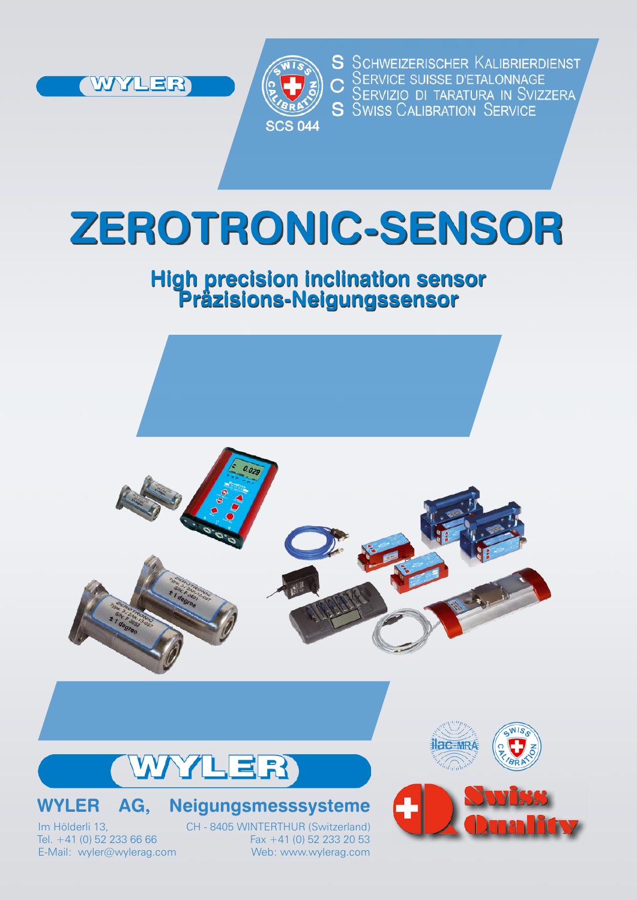WYLER

SCS 044

S SCHWEIZERISCHER KALIBRIERDIENST
C SERVICE SUISSE D'ETALONNAGE
S SERVIZIO DI TARATURA IN SVIZZERA
S SWISS CALIBRATION SERVICE

# ZEROTRONIC-SENSOR

## High precision inclination sensor
## Präzisions-Neigungssensor

WYLER

**WYLER AG, Neigungsmesssysteme**

Im Hölderli 13,
CH - 8405 WINTERTHUR (Switzerland)
Tel. +41 (0) 52 233 66 66
Fax +41 (0) 52 233 20 53
E-Mail: wyler@wylerag.com
Web: www.wylerag.com

ilac-MRA

Swiss Quality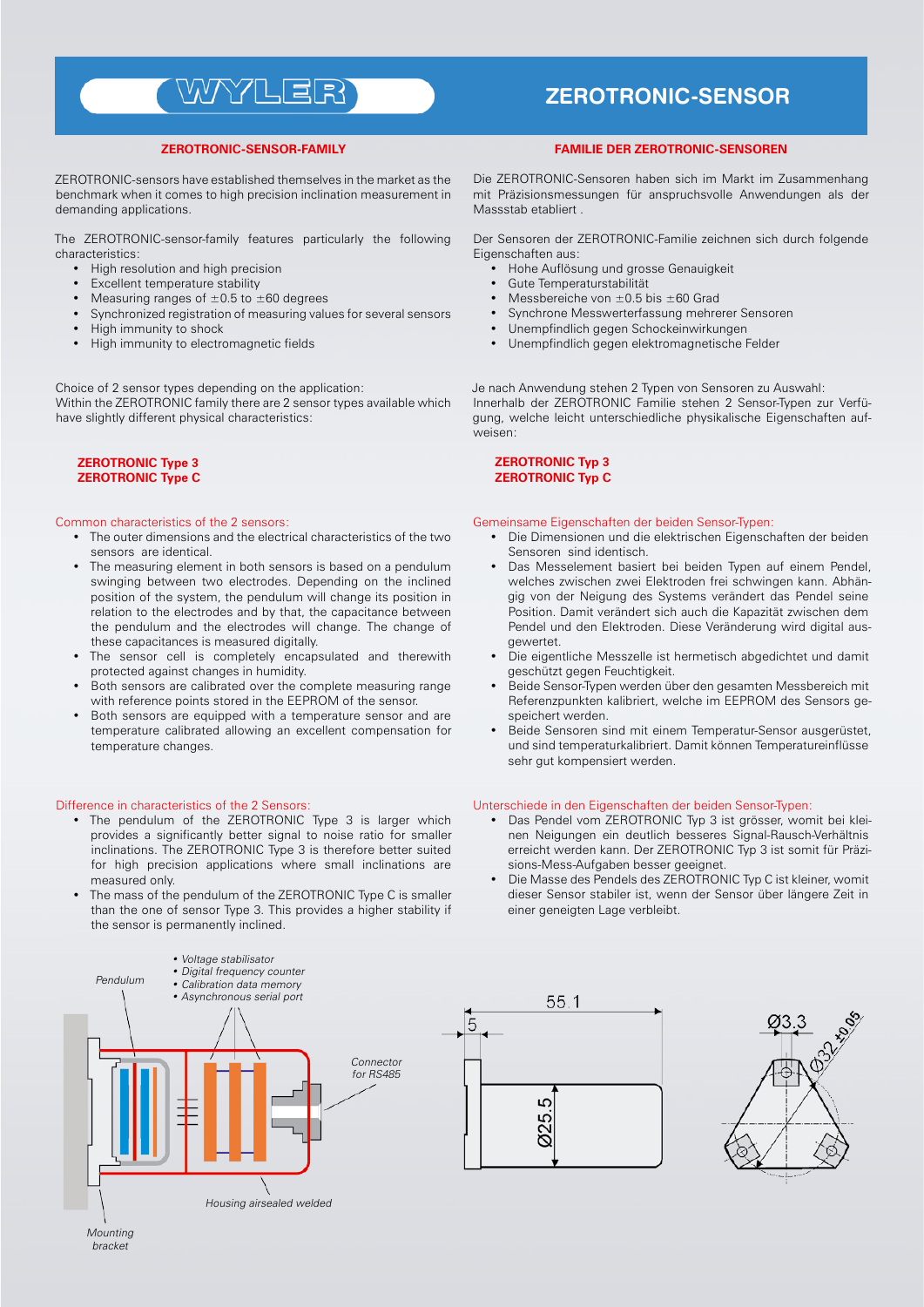# ZEROTRONIC-SENSOR

## ZEROTRONIC-SENSOR-FAMILY

ZEROTRONIC-sensors have established themselves in the market as the benchmark when it comes to high precision inclination measurement in demanding applications.

The ZEROTRONIC-sensor-family features particularly the following characteristics:

- High resolution and high precision
- Excellent temperature stability
- Measuring ranges of ±0.5 to ±60 degrees
- Synchronized registration of measuring values for several sensors
- High immunity to shock
- High immunity to electromagnetic fields

Choice of 2 sensor types depending on the application:
Within the ZEROTRONIC family there are 2 sensor types available which have slightly different physical characteristics:

**ZEROTRONIC Type 3**
**ZEROTRONIC Type C**

Common characteristics of the 2 sensors:

- The outer dimensions and the electrical characteristics of the two sensors are identical.
- The measuring element in both sensors is based on a pendulum swinging between two electrodes. Depending on the inclined position of the system, the pendulum will change its position in relation to the electrodes and by that, the capacitance between the pendulum and the electrodes will change. The change of these capacitances is measured digitally.
- The sensor cell is completely encapsulated and therewith protected against changes in humidity.
- Both sensors are calibrated over the complete measuring range with reference points stored in the EEPROM of the sensor.
- Both sensors are equipped with a temperature sensor and are temperature calibrated allowing an excellent compensation for temperature changes.

Difference in characteristics of the 2 Sensors:

- The pendulum of the ZEROTRONIC Type 3 is larger which provides a significantly better signal to noise ratio for smaller inclinations. The ZEROTRONIC Type 3 is therefore better suited for high precision applications where small inclinations are measured only.
- The mass of the pendulum of the ZEROTRONIC Type C is smaller than the one of sensor Type 3. This provides a higher stability if the sensor is permanently inclined.

## FAMILIE DER ZEROTRONIC-SENSOREN

Die ZEROTRONIC-Sensoren haben sich im Markt im Zusammenhang mit Präzisionsmessungen für anspruchsvolle Anwendungen als der Massstab etabliert .

Der Sensoren der ZEROTRONIC-Familie zeichnen sich durch folgende Eigenschaften aus:

- Hohe Auflösung und grosse Genauigkeit
- Gute Temperaturstabilität
- Messbereiche von ±0.5 bis ±60 Grad
- Synchrone Messwerterfassung mehrerer Sensoren
- Unempfindlich gegen Schockeinwirkungen
- Unempfindlich gegen elektromagnetische Felder

Je nach Anwendung stehen 2 Typen von Sensoren zu Auswahl:
Innerhalb der ZEROTRONIC Familie stehen 2 Sensor-Typen zur Verfügung, welche leicht unterschiedliche physikalische Eigenschaften aufweisen:

**ZEROTRONIC Typ 3**
**ZEROTRONIC Typ C**

Gemeinsame Eigenschaften der beiden Sensor-Typen:

- Die Dimensionen und die elektrischen Eigenschaften der beiden Sensoren sind identisch.
- Das Messelement basiert bei beiden Typen auf einem Pendel, welches zwischen zwei Elektroden frei schwingen kann. Abhängig von der Neigung des Systems verändert das Pendel seine Position. Damit verändert sich auch die Kapazität zwischen dem Pendel und den Elektroden. Diese Veränderung wird digital ausgewertet.
- Die eigentliche Messzelle ist hermetisch abgedichtet und damit geschützt gegen Feuchtigkeit.
- Beide Sensor-Typen werden über den gesamten Messbereich mit Referenzpunkten kalibriert, welche im EEPROM des Sensors gespeichert werden.
- Beide Sensoren sind mit einem Temperatur-Sensor ausgerüstet, und sind temperaturkalibriert. Damit können Temperatureinflüsse sehr gut kompensiert werden.

Unterschiede in den Eigenschaften der beiden Sensor-Typen:

- Das Pendel vom ZEROTRONIC Typ 3 ist grösser, womit bei kleinen Neigungen ein deutlich besseres Signal-Rausch-Verhältnis erreicht werden kann. Der ZEROTRONIC Typ 3 ist somit für Präzisions-Mess-Aufgaben besser geeignet.
- Die Masse des Pendels des ZEROTRONIC Typ C ist kleiner, womit dieser Sensor stabiler ist, wenn der Sensor über längere Zeit in einer geneigten Lage verbleibt.

*Pendulum*

- *Voltage stabilisator*
- *Digital frequency counter*
- *Calibration data memory*
- *Asynchronous serial port*

*Connector for RS485*

*Housing airsealed welded*

*Mounting bracket*

55.1 · 5 · Ø25.5 · Ø3.3 · Ø32 ±0.05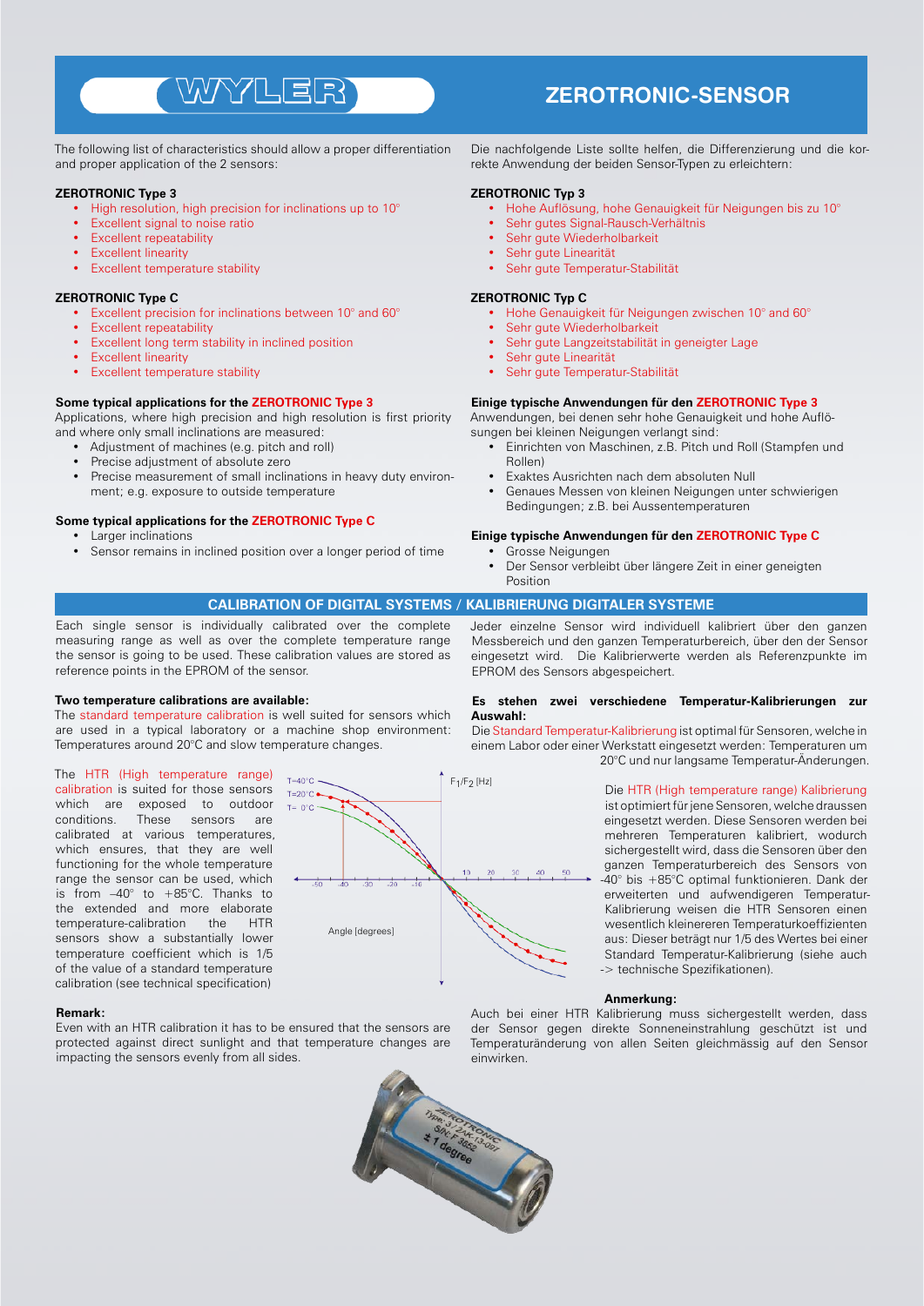# ZEROTRONIC-SENSOR

The following list of characteristics should allow a proper differentiation and proper application of the 2 sensors:

**ZEROTRONIC Type 3**

- High resolution, high precision for inclinations up to 10°
- Excellent signal to noise ratio
- Excellent repeatability
- Excellent linearity
- Excellent temperature stability

**ZEROTRONIC Type C**

- Excellent precision for inclinations between 10° and 60°
- Excellent repeatability
- Excellent long term stability in inclined position
- Excellent linearity
- Excellent temperature stability

**Some typical applications for the ZEROTRONIC Type 3**

Applications, where high precision and high resolution is first priority and where only small inclinations are measured:

- Adjustment of machines (e.g. pitch and roll)
- Precise adjustment of absolute zero
- Precise measurement of small inclinations in heavy duty environment; e.g. exposure to outside temperature

**Some typical applications for the ZEROTRONIC Type C**

- Larger inclinations
- Sensor remains in inclined position over a longer period of time

Die nachfolgende Liste sollte helfen, die Differenzierung und die korrekte Anwendung der beiden Sensor-Typen zu erleichtern:

**ZEROTRONIC Typ 3**

- Hohe Auflösung, hohe Genauigkeit für Neigungen bis zu 10°
- Sehr gutes Signal-Rausch-Verhältnis
- Sehr gute Wiederholbarkeit
- Sehr gute Linearität
- Sehr gute Temperatur-Stabilität

**ZEROTRONIC Typ C**

- Hohe Genauigkeit für Neigungen zwischen 10° and 60°
- Sehr gute Wiederholbarkeit
- Sehr gute Langzeitstabilität in geneigter Lage
- Sehr gute Linearität
- Sehr gute Temperatur-Stabilität

**Einige typische Anwendungen für den ZEROTRONIC Type 3**

Anwendungen, bei denen sehr hohe Genauigkeit und hohe Auflösungen bei kleinen Neigungen verlangt sind:

- Einrichten von Maschinen, z.B. Pitch und Roll (Stampfen und Rollen)
- Exaktes Ausrichten nach dem absoluten Null
- Genaues Messen von kleinen Neigungen unter schwierigen Bedingungen; z.B. bei Aussentemperaturen

**Einige typische Anwendungen für den ZEROTRONIC Type C**

- Grosse Neigungen
- Der Sensor verbleibt über längere Zeit in einer geneigten Position

## CALIBRATION OF DIGITAL SYSTEMS / KALIBRIERUNG DIGITALER SYSTEME

Each single sensor is individually calibrated over the complete measuring range as well as over the complete temperature range the sensor is going to be used. These calibration values are stored as reference points in the EPROM of the sensor.

**Two temperature calibrations are available:**

The standard temperature calibration is well suited for sensors which are used in a typical laboratory or a machine shop environment: Temperatures around 20°C and slow temperature changes.

The HTR (High temperature range) calibration is suited for those sensors which are exposed to outdoor conditions. These sensors are calibrated at various temperatures, which ensures, that they are well functioning for the whole temperature range the sensor can be used, which is from –40° to +85°C. Thanks to the extended and more elaborate temperature-calibration the HTR sensors show a substantially lower temperature coefficient which is 1/5 of the value of a standard temperature calibration (see technical specification)

**Remark:**

Even with an HTR calibration it has to be ensured that the sensors are protected against direct sunlight and that temperature changes are impacting the sensors evenly from all sides.

Jeder einzelne Sensor wird individuell kalibriert über den ganzen Messbereich und den ganzen Temperaturbereich, über den der Sensor eingesetzt wird. Die Kalibrierwerte werden als Referenzpunkte im EPROM des Sensors abgespeichert.

**Es stehen zwei verschiedene Temperatur-Kalibrierungen zur Auswahl:**

Die Standard Temperatur-Kalibrierung ist optimal für Sensoren, welche in einem Labor oder einer Werkstatt eingesetzt werden: Temperaturen um 20°C und nur langsame Temperatur-Änderungen.

Die HTR (High temperature range) Kalibrierung ist optimiert für jene Sensoren, welche draussen eingesetzt werden. Diese Sensoren werden bei mehreren Temperaturen kalibriert, wodurch sichergestellt wird, dass die Sensoren über den ganzen Temperaturbereich des Sensors von -40° bis +85°C optimal funktionieren. Dank der erweiterten und aufwendigeren Temperatur-Kalibrierung weisen die HTR Sensoren einen wesentlich kleinereren Temperaturkoeffizienten aus: Dieser beträgt nur 1/5 des Wertes bei einer Standard Temperatur-Kalibrierung (siehe auch -> technische Spezifikationen).

**Anmerkung:**

Auch bei einer HTR Kalibrierung muss sichergestellt werden, dass der Sensor gegen direkte Sonneneinstrahlung geschützt ist und Temperaturänderung von allen Seiten gleichmässig auf den Sensor einwirken.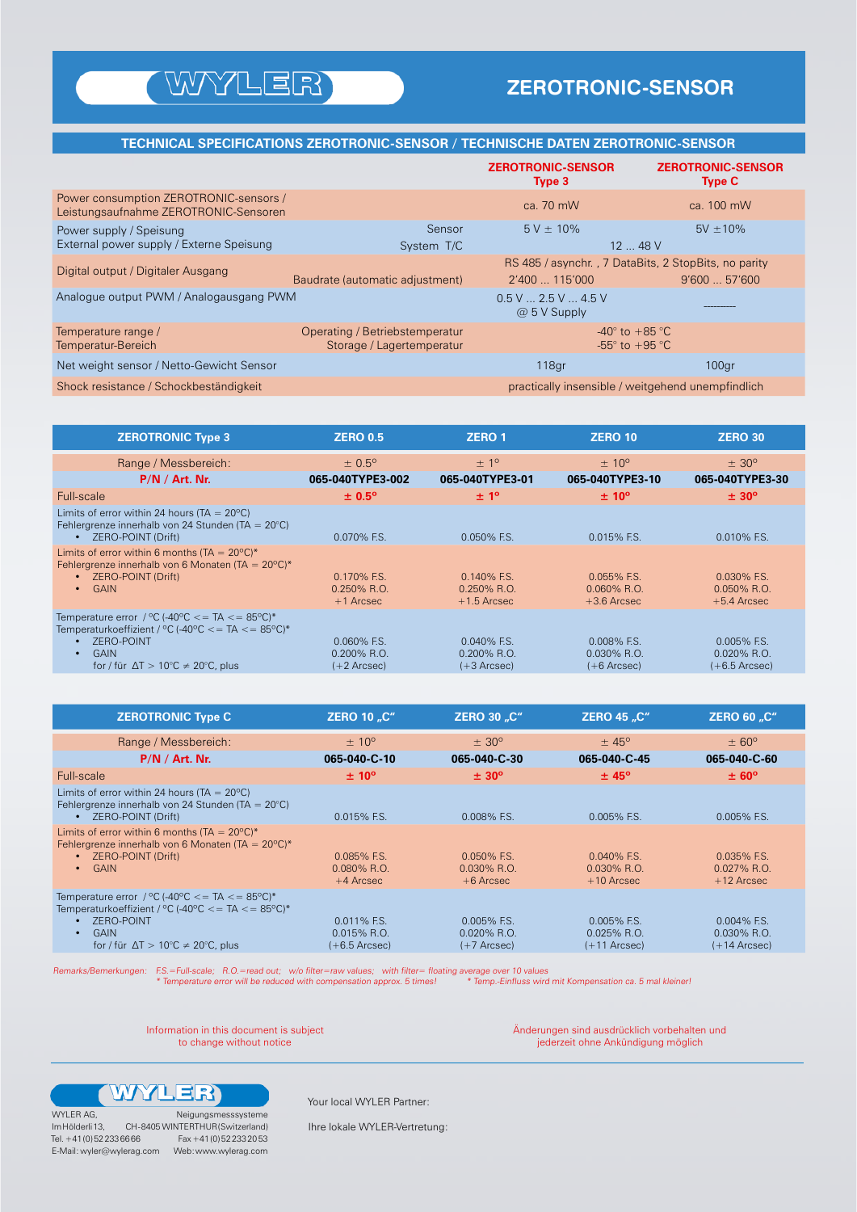# ZEROTRONIC-SENSOR

## TECHNICAL SPECIFICATIONS ZEROTRONIC-SENSOR / TECHNISCHE DATEN ZEROTRONIC-SENSOR

| | | ZEROTRONIC-SENSOR Type 3 | ZEROTRONIC-SENSOR Type C |
|---|---|---|---|
| Power consumption ZEROTRONIC-sensors / Leistungsaufnahme ZEROTRONIC-Sensoren | | ca. 70 mW | ca. 100 mW |
| Power supply / Speisung | Sensor | 5 V ± 10% | 5V ±10% |
| External power supply / Externe Speisung | System T/C | 12 ... 48 V | |
| Digital output / Digitaler Ausgang | | RS 485 / asynchr. , 7 DataBits, 2 StopBits, no parity | |
| | Baudrate (automatic adjustment) | 2'400 ... 115'000 | 9'600 ... 57'600 |
| Analogue output PWM / Analogausgang PWM | | 0.5 V ... 2.5 V ... 4.5 V @ 5 V Supply | --------- |
| Temperature range / Temperatur-Bereich | Operating / Betriebstemperatur | -40° to +85 °C | |
| | Storage / Lagertemperatur | -55° to +95 °C | |
| Net weight sensor / Netto-Gewicht Sensor | | 118gr | 100gr |
| Shock resistance / Schockbeständigkeit | | practically insensible / weitgehend unempfindlich | |

| ZEROTRONIC Type 3 | ZERO 0.5 | ZERO 1 | ZERO 10 | ZERO 30 |
|---|---|---|---|---|
| Range / Messbereich: | ± 0.5° | ± 1° | ± 10° | ± 30° |
| **P/N / Art. Nr.** | **065-040TYPE3-002** | **065-040TYPE3-01** | **065-040TYPE3-10** | **065-040TYPE3-30** |
| Full-scale | **± 0.5°** | **± 1°** | **± 10°** | **± 30°** |
| Limits of error within 24 hours (TA = 20°C) / Fehlergrenze innerhalb von 24 Stunden (TA = 20°C) • ZERO-POINT (Drift) | 0.070% F.S. | 0.050% F.S. | 0.015% F.S. | 0.010% F.S. |
| Limits of error within 6 months (TA = 20°C)* / Fehlergrenze innerhalb von 6 Monaten (TA = 20°C)* • ZERO-POINT (Drift) • GAIN | 0.170% F.S.<br>0.250% R.O.<br>+1 Arcsec | 0.140% F.S.<br>0.250% R.O.<br>+1.5 Arcsec | 0.055% F.S.<br>0.060% R.O.<br>+3.6 Arcsec | 0.030% F.S.<br>0.050% R.O.<br>+5.4 Arcsec |
| Temperature error / °C (-40°C <= TA <= 85°C)* / Temperaturkoeffizient / °C (-40°C <= TA <= 85°C)* • ZERO-POINT • GAIN for / für ΔT > 10°C ≠ 20°C, plus | 0.060% F.S.<br>0.200% R.O.<br>(+2 Arcsec) | 0.040% F.S.<br>0.200% R.O.<br>(+3 Arcsec) | 0.008% F.S.<br>0.030% R.O.<br>(+6 Arcsec) | 0.005% F.S.<br>0.020% R.O.<br>(+6.5 Arcsec) |

| ZEROTRONIC Type C | ZERO 10 „C“ | ZERO 30 „C“ | ZERO 45 „C“ | ZERO 60 „C“ |
|---|---|---|---|---|
| Range / Messbereich: | ± 10° | ± 30° | ± 45° | ± 60° |
| **P/N / Art. Nr.** | **065-040-C-10** | **065-040-C-30** | **065-040-C-45** | **065-040-C-60** |
| Full-scale | **± 10°** | **± 30°** | **± 45°** | **± 60°** |
| Limits of error within 24 hours (TA = 20°C) / Fehlergrenze innerhalb von 24 Stunden (TA = 20°C) • ZERO-POINT (Drift) | 0.015% F.S. | 0.008% F.S. | 0.005% F.S. | 0.005% F.S. |
| Limits of error within 6 months (TA = 20°C)* / Fehlergrenze innerhalb von 6 Monaten (TA = 20°C)* • ZERO-POINT (Drift) • GAIN | 0.085% F.S.<br>0.080% R.O.<br>+4 Arcsec | 0.050% F.S.<br>0.030% R.O.<br>+6 Arcsec | 0.040% F.S.<br>0.030% R.O.<br>+10 Arcsec | 0.035% F.S.<br>0.027% R.O.<br>+12 Arcsec |
| Temperature error / °C (-40°C <= TA <= 85°C)* / Temperaturkoeffizient / °C (-40°C <= TA <= 85°C)* • ZERO-POINT • GAIN for / für ΔT > 10°C ≠ 20°C, plus | 0.011% F.S.<br>0.015% R.O.<br>(+6.5 Arcsec) | 0.005% F.S.<br>0.020% R.O.<br>(+7 Arcsec) | 0.005% F.S.<br>0.025% R.O.<br>(+11 Arcsec) | 0.004% F.S.<br>0.030% R.O.<br>(+14 Arcsec) |

*Remarks/Bemerkungen: F.S.=Full-scale; R.O.=read out; w/o filter=raw values; with filter= floating average over 10 values*
*\* Temperature error will be reduced with compensation approx. 5 times!* *\* Temp.-Einfluss wird mit Kompensation ca. 5 mal kleiner!*

Information in this document is subject to change without notice

Änderungen sind ausdrücklich vorbehalten und jederzeit ohne Ankündigung möglich

WYLER AG, Neigungsmesssysteme
Im Hölderli 13, CH-8405 WINTERTHUR (Switzerland)
Tel. +41 (0) 52 233 66 66 Fax +41 (0) 52 233 20 53
E-Mail: wyler@wylerag.com Web: www.wylerag.com

Your local WYLER Partner:

Ihre lokale WYLER-Vertretung: